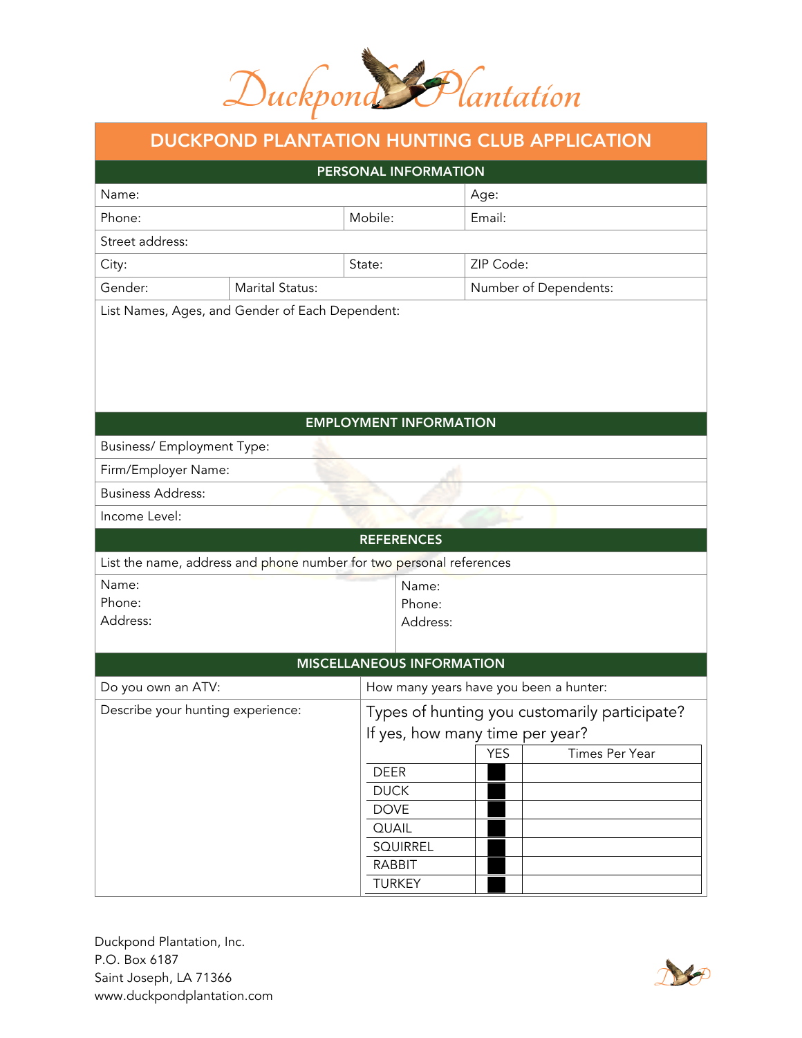# Duckpond Plantation

## DUCKPOND PLANTATION HUNTING CLUB APPLICATION

### PERSONAL INFORMATION

| Name: | | | Age: |
|---|---|---|---|
| Phone: | | Mobile: | Email: |
| Street address: | | | |
| City: | | State: | ZIP Code: |
| Gender: | Marital Status: | | Number of Dependents: |

List Names, Ages, and Gender of Each Dependent:

### EMPLOYMENT INFORMATION

Business/ Employment Type:

Firm/Employer Name:

Business Address:

Income Level:

### REFERENCES

List the name, address and phone number for two personal references

| Name:<br>Phone:<br>Address: | Name:<br>Phone:<br>Address: |
|---|---|

### MISCELLANEOUS INFORMATION

| Do you own an ATV: | How many years have you been a hunter: |
|---|---|

Describe your hunting experience:

Types of hunting you customarily participate?
If yes, how many time per year?

| | YES | Times Per Year |
|---|---|---|
| DEER | | |
| DUCK | | |
| DOVE | | |
| QUAIL | | |
| SQUIRREL | | |
| RABBIT | | |
| TURKEY | | |

Duckpond Plantation, Inc.
P.O. Box 6187
Saint Joseph, LA 71366
www.duckpondplantation.com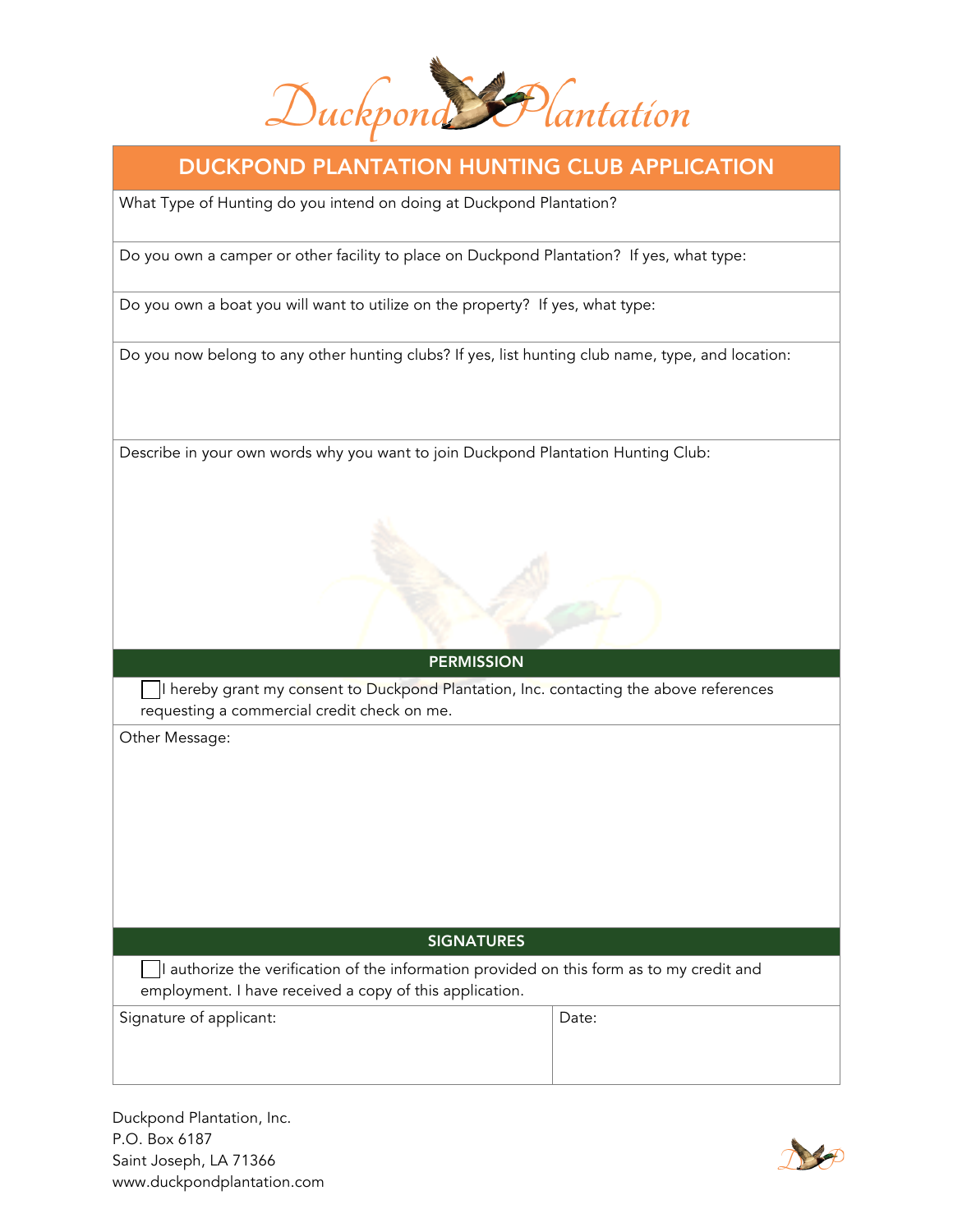Duckpond Plantation

## DUCKPOND PLANTATION HUNTING CLUB APPLICATION

What Type of Hunting do you intend on doing at Duckpond Plantation?

Do you own a camper or other facility to place on Duckpond Plantation? If yes, what type:

Do you own a boat you will want to utilize on the property? If yes, what type:

Do you now belong to any other hunting clubs? If yes, list hunting club name, type, and location:

Describe in your own words why you want to join Duckpond Plantation Hunting Club:

### PERMISSION

☐ I hereby grant my consent to Duckpond Plantation, Inc. contacting the above references requesting a commercial credit check on me.

Other Message:

### SIGNATURES

☐ I authorize the verification of the information provided on this form as to my credit and employment. I have received a copy of this application.

| Signature of applicant: | Date: |
|---|---|
| | |

Duckpond Plantation, Inc.
P.O. Box 6187
Saint Joseph, LA 71366
www.duckpondplantation.com